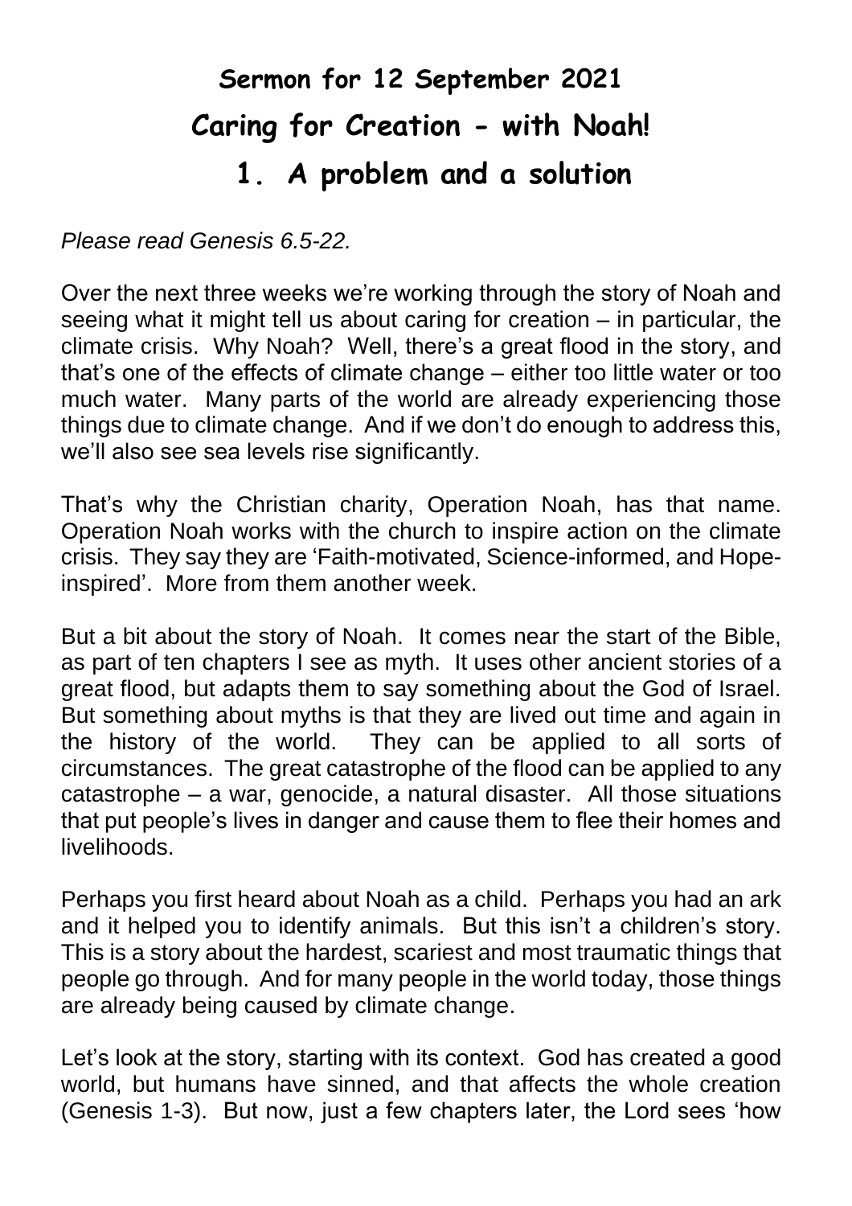# Sermon for 12 September 2021

# Caring for Creation - with Noah!

## 1. A problem and a solution

*Please read Genesis 6.5-22.*

Over the next three weeks we're working through the story of Noah and seeing what it might tell us about caring for creation – in particular, the climate crisis. Why Noah? Well, there's a great flood in the story, and that's one of the effects of climate change – either too little water or too much water. Many parts of the world are already experiencing those things due to climate change. And if we don't do enough to address this, we'll also see sea levels rise significantly.

That's why the Christian charity, Operation Noah, has that name. Operation Noah works with the church to inspire action on the climate crisis. They say they are 'Faith-motivated, Science-informed, and Hope-inspired'. More from them another week.

But a bit about the story of Noah. It comes near the start of the Bible, as part of ten chapters I see as myth. It uses other ancient stories of a great flood, but adapts them to say something about the God of Israel. But something about myths is that they are lived out time and again in the history of the world. They can be applied to all sorts of circumstances. The great catastrophe of the flood can be applied to any catastrophe – a war, genocide, a natural disaster. All those situations that put people's lives in danger and cause them to flee their homes and livelihoods.

Perhaps you first heard about Noah as a child. Perhaps you had an ark and it helped you to identify animals. But this isn't a children's story. This is a story about the hardest, scariest and most traumatic things that people go through. And for many people in the world today, those things are already being caused by climate change.

Let's look at the story, starting with its context. God has created a good world, but humans have sinned, and that affects the whole creation (Genesis 1-3). But now, just a few chapters later, the Lord sees 'how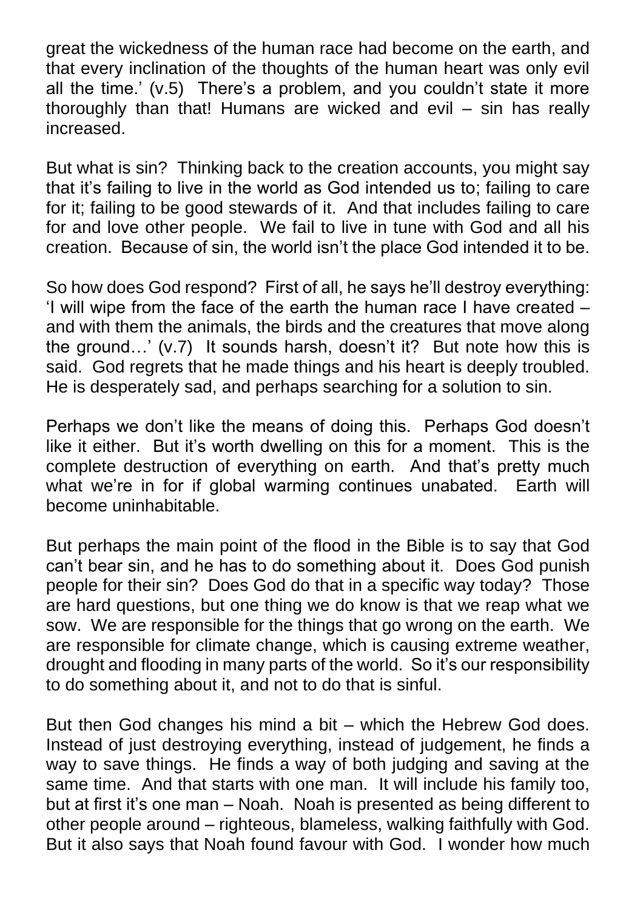great the wickedness of the human race had become on the earth, and that every inclination of the thoughts of the human heart was only evil all the time.' (v.5) There's a problem, and you couldn't state it more thoroughly than that! Humans are wicked and evil – sin has really increased.

But what is sin? Thinking back to the creation accounts, you might say that it's failing to live in the world as God intended us to; failing to care for it; failing to be good stewards of it. And that includes failing to care for and love other people. We fail to live in tune with God and all his creation. Because of sin, the world isn't the place God intended it to be.

So how does God respond? First of all, he says he'll destroy everything: 'I will wipe from the face of the earth the human race I have created – and with them the animals, the birds and the creatures that move along the ground…' (v.7) It sounds harsh, doesn't it? But note how this is said. God regrets that he made things and his heart is deeply troubled. He is desperately sad, and perhaps searching for a solution to sin.

Perhaps we don't like the means of doing this. Perhaps God doesn't like it either. But it's worth dwelling on this for a moment. This is the complete destruction of everything on earth. And that's pretty much what we're in for if global warming continues unabated. Earth will become uninhabitable.

But perhaps the main point of the flood in the Bible is to say that God can't bear sin, and he has to do something about it. Does God punish people for their sin? Does God do that in a specific way today? Those are hard questions, but one thing we do know is that we reap what we sow. We are responsible for the things that go wrong on the earth. We are responsible for climate change, which is causing extreme weather, drought and flooding in many parts of the world. So it's our responsibility to do something about it, and not to do that is sinful.

But then God changes his mind a bit – which the Hebrew God does. Instead of just destroying everything, instead of judgement, he finds a way to save things. He finds a way of both judging and saving at the same time. And that starts with one man. It will include his family too, but at first it's one man – Noah. Noah is presented as being different to other people around – righteous, blameless, walking faithfully with God. But it also says that Noah found favour with God. I wonder how much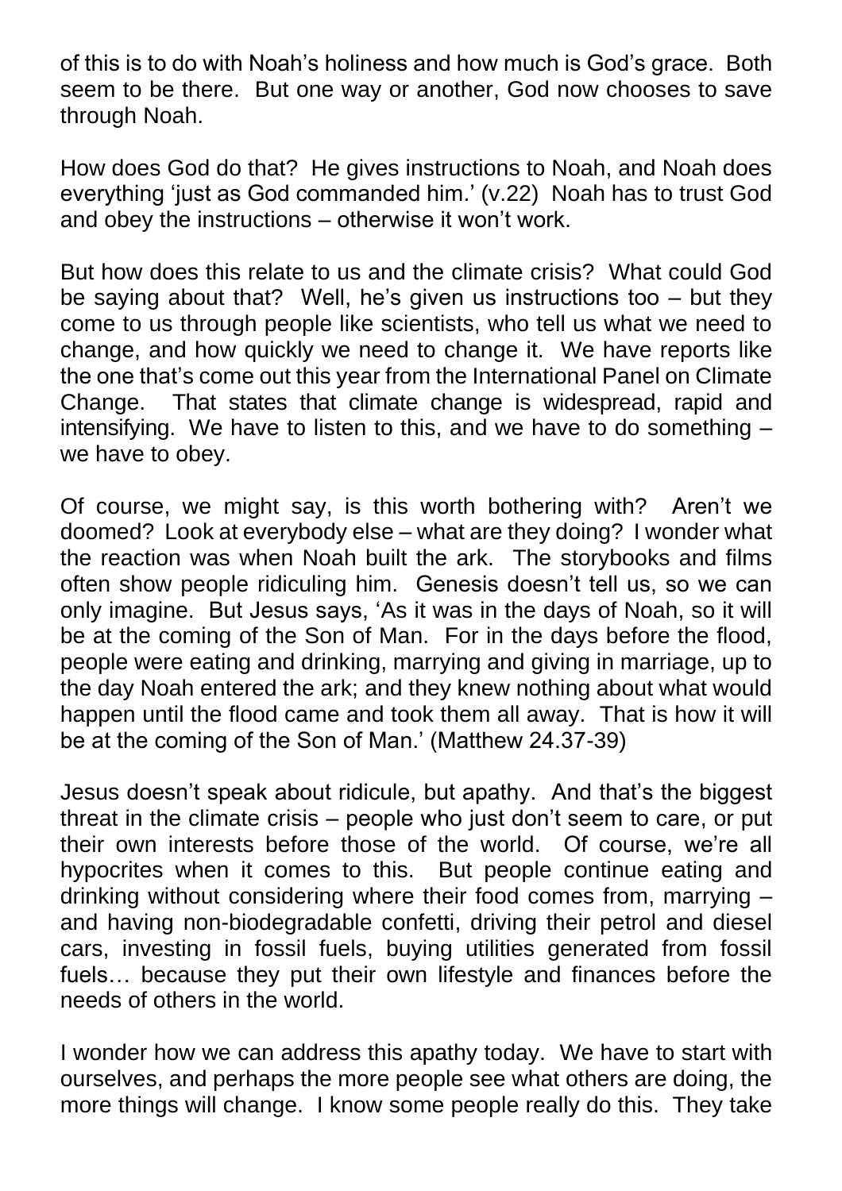of this is to do with Noah's holiness and how much is God's grace. Both seem to be there. But one way or another, God now chooses to save through Noah.

How does God do that? He gives instructions to Noah, and Noah does everything 'just as God commanded him.' (v.22) Noah has to trust God and obey the instructions – otherwise it won't work.

But how does this relate to us and the climate crisis? What could God be saying about that? Well, he's given us instructions too – but they come to us through people like scientists, who tell us what we need to change, and how quickly we need to change it. We have reports like the one that's come out this year from the International Panel on Climate Change. That states that climate change is widespread, rapid and intensifying. We have to listen to this, and we have to do something – we have to obey.

Of course, we might say, is this worth bothering with? Aren't we doomed? Look at everybody else – what are they doing? I wonder what the reaction was when Noah built the ark. The storybooks and films often show people ridiculing him. Genesis doesn't tell us, so we can only imagine. But Jesus says, 'As it was in the days of Noah, so it will be at the coming of the Son of Man. For in the days before the flood, people were eating and drinking, marrying and giving in marriage, up to the day Noah entered the ark; and they knew nothing about what would happen until the flood came and took them all away. That is how it will be at the coming of the Son of Man.' (Matthew 24.37-39)

Jesus doesn't speak about ridicule, but apathy. And that's the biggest threat in the climate crisis – people who just don't seem to care, or put their own interests before those of the world. Of course, we're all hypocrites when it comes to this. But people continue eating and drinking without considering where their food comes from, marrying – and having non-biodegradable confetti, driving their petrol and diesel cars, investing in fossil fuels, buying utilities generated from fossil fuels… because they put their own lifestyle and finances before the needs of others in the world.

I wonder how we can address this apathy today. We have to start with ourselves, and perhaps the more people see what others are doing, the more things will change. I know some people really do this. They take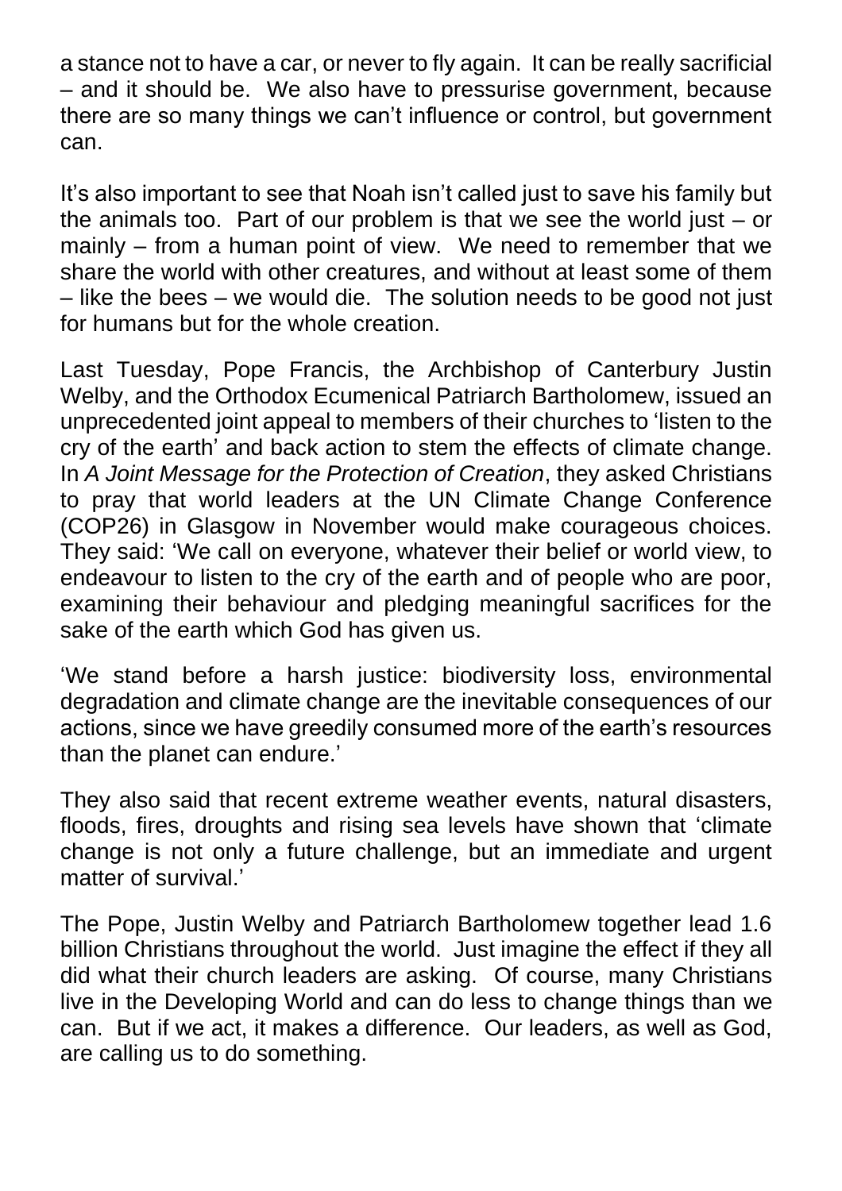a stance not to have a car, or never to fly again. It can be really sacrificial – and it should be. We also have to pressurise government, because there are so many things we can't influence or control, but government can.

It's also important to see that Noah isn't called just to save his family but the animals too. Part of our problem is that we see the world just – or mainly – from a human point of view. We need to remember that we share the world with other creatures, and without at least some of them – like the bees – we would die. The solution needs to be good not just for humans but for the whole creation.

Last Tuesday, Pope Francis, the Archbishop of Canterbury Justin Welby, and the Orthodox Ecumenical Patriarch Bartholomew, issued an unprecedented joint appeal to members of their churches to 'listen to the cry of the earth' and back action to stem the effects of climate change. In *A Joint Message for the Protection of Creation*, they asked Christians to pray that world leaders at the UN Climate Change Conference (COP26) in Glasgow in November would make courageous choices. They said: 'We call on everyone, whatever their belief or world view, to endeavour to listen to the cry of the earth and of people who are poor, examining their behaviour and pledging meaningful sacrifices for the sake of the earth which God has given us.

'We stand before a harsh justice: biodiversity loss, environmental degradation and climate change are the inevitable consequences of our actions, since we have greedily consumed more of the earth's resources than the planet can endure.'

They also said that recent extreme weather events, natural disasters, floods, fires, droughts and rising sea levels have shown that 'climate change is not only a future challenge, but an immediate and urgent matter of survival.'

The Pope, Justin Welby and Patriarch Bartholomew together lead 1.6 billion Christians throughout the world. Just imagine the effect if they all did what their church leaders are asking. Of course, many Christians live in the Developing World and can do less to change things than we can. But if we act, it makes a difference. Our leaders, as well as God, are calling us to do something.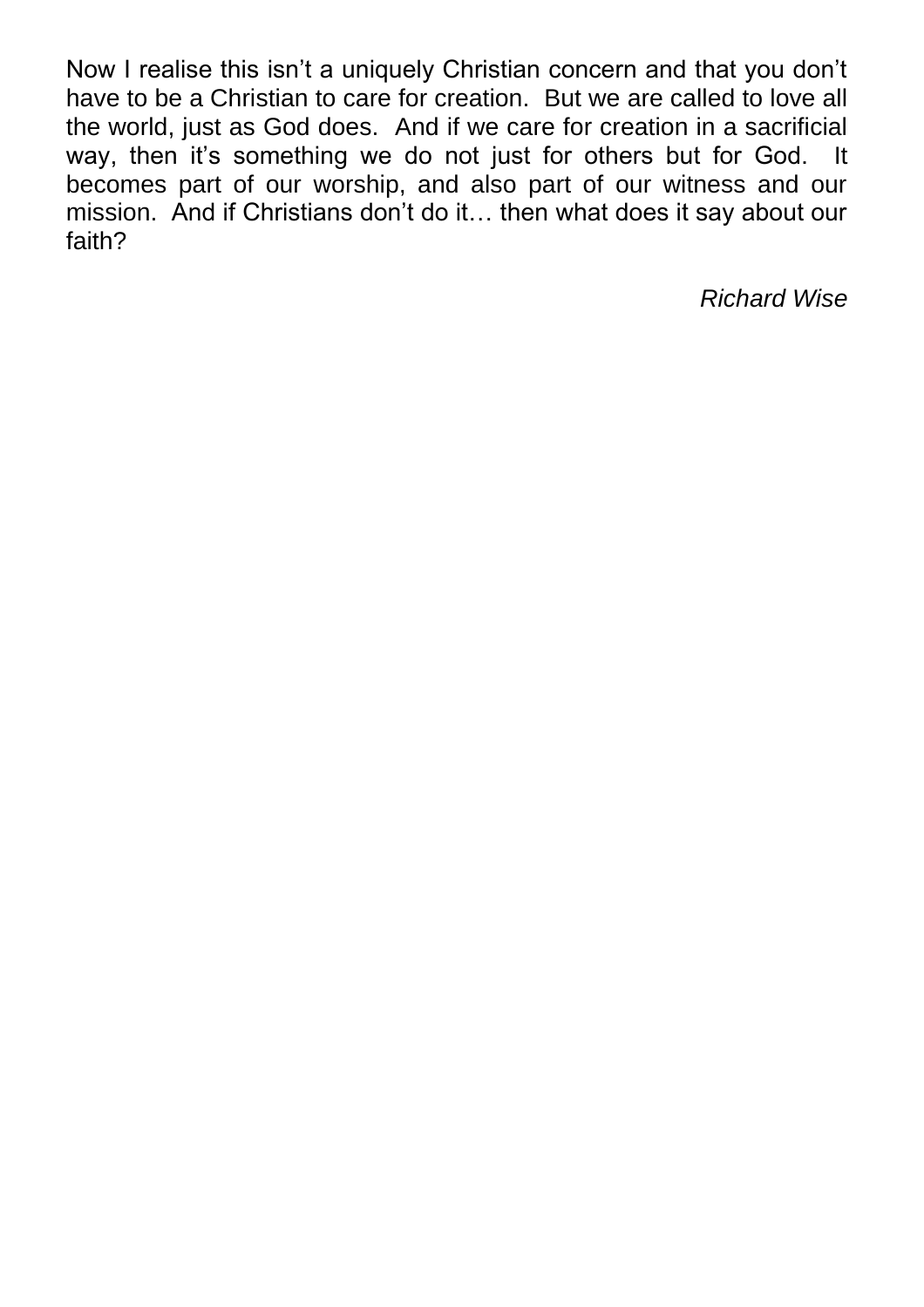Now I realise this isn't a uniquely Christian concern and that you don't have to be a Christian to care for creation. But we are called to love all the world, just as God does. And if we care for creation in a sacrificial way, then it's something we do not just for others but for God. It becomes part of our worship, and also part of our witness and our mission. And if Christians don't do it… then what does it say about our faith?

*Richard Wise*